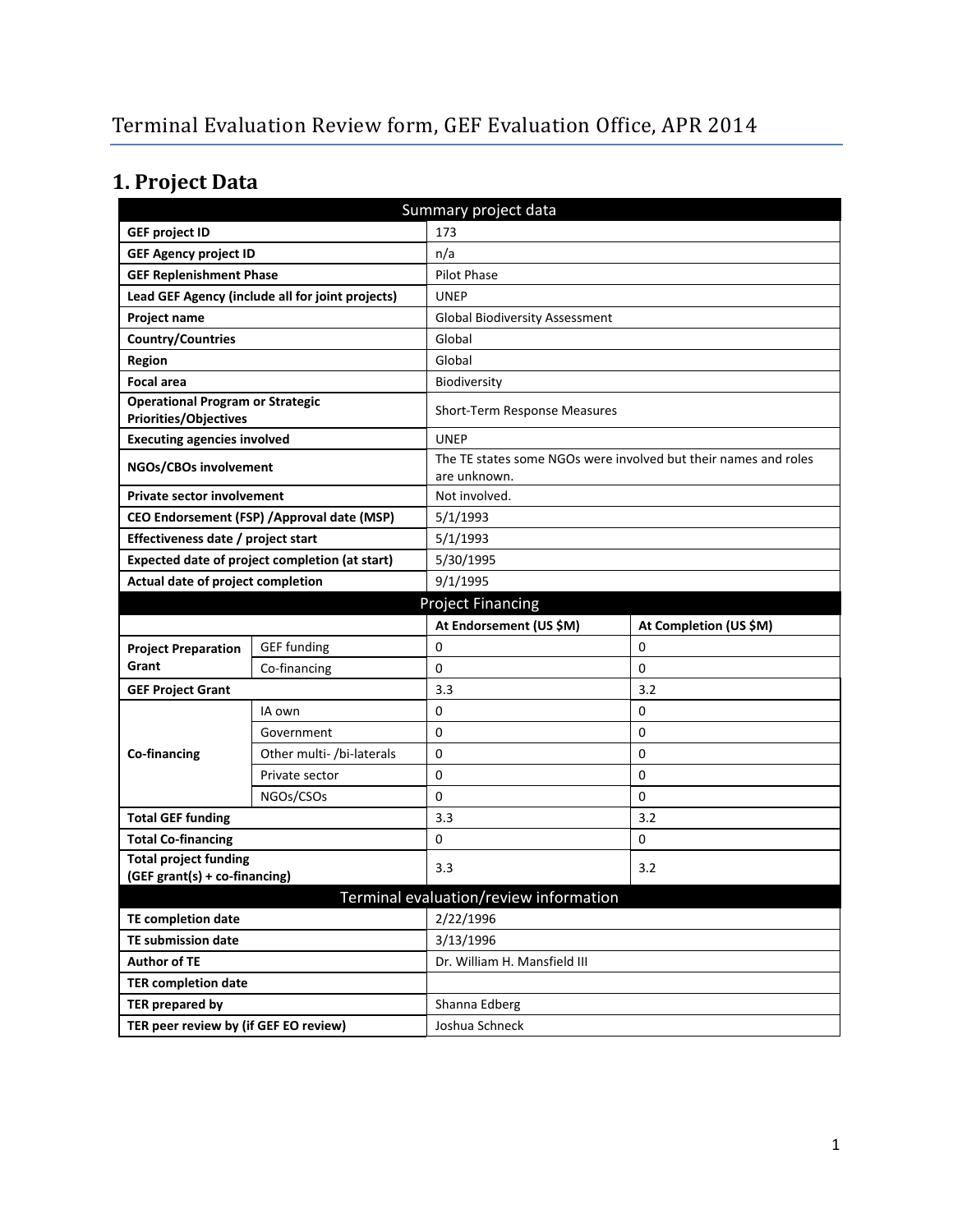# Terminal Evaluation Review form, GEF Evaluation Office, APR 2014

## 1. Project Data

| Summary project data | | | |
|---|---|---|---|
| **GEF project ID** | | 173 | |
| **GEF Agency project ID** | | n/a | |
| **GEF Replenishment Phase** | | Pilot Phase | |
| **Lead GEF Agency (include all for joint projects)** | | UNEP | |
| **Project name** | | Global Biodiversity Assessment | |
| **Country/Countries** | | Global | |
| **Region** | | Global | |
| **Focal area** | | Biodiversity | |
| **Operational Program or Strategic Priorities/Objectives** | | Short-Term Response Measures | |
| **Executing agencies involved** | | UNEP | |
| **NGOs/CBOs involvement** | | The TE states some NGOs were involved but their names and roles are unknown. | |
| **Private sector involvement** | | Not involved. | |
| **CEO Endorsement (FSP) /Approval date (MSP)** | | 5/1/1993 | |
| **Effectiveness date / project start** | | 5/1/1993 | |
| **Expected date of project completion (at start)** | | 5/30/1995 | |
| **Actual date of project completion** | | 9/1/1995 | |
| **Project Financing** | | | |
| | | **At Endorsement (US $M)** | **At Completion (US $M)** |
| **Project Preparation Grant** | GEF funding | 0 | 0 |
| | Co-financing | 0 | 0 |
| **GEF Project Grant** | | 3.3 | 3.2 |
| **Co-financing** | IA own | 0 | 0 |
| | Government | 0 | 0 |
| | Other multi- /bi-laterals | 0 | 0 |
| | Private sector | 0 | 0 |
| | NGOs/CSOs | 0 | 0 |
| **Total GEF funding** | | 3.3 | 3.2 |
| **Total Co-financing** | | 0 | 0 |
| **Total project funding (GEF grant(s) + co-financing)** | | 3.3 | 3.2 |
| **Terminal evaluation/review information** | | | |
| **TE completion date** | | 2/22/1996 | |
| **TE submission date** | | 3/13/1996 | |
| **Author of TE** | | Dr. William H. Mansfield III | |
| **TER completion date** | | | |
| **TER prepared by** | | Shanna Edberg | |
| **TER peer review by (if GEF EO review)** | | Joshua Schneck | |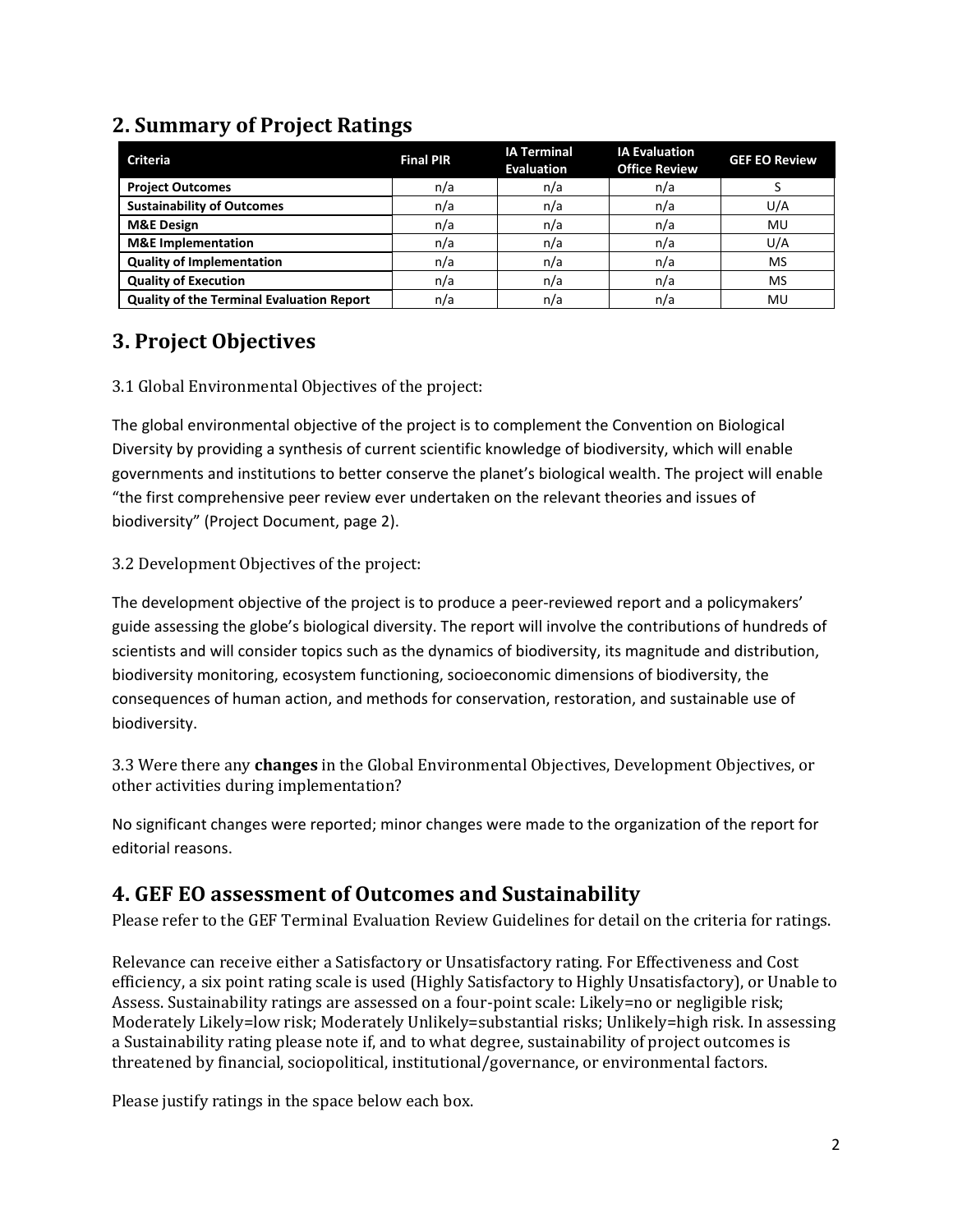## 2. Summary of Project Ratings

| Criteria | Final PIR | IA Terminal Evaluation | IA Evaluation Office Review | GEF EO Review |
|---|---|---|---|---|
| **Project Outcomes** | n/a | n/a | n/a | S |
| **Sustainability of Outcomes** | n/a | n/a | n/a | U/A |
| **M&E Design** | n/a | n/a | n/a | MU |
| **M&E Implementation** | n/a | n/a | n/a | U/A |
| **Quality of Implementation** | n/a | n/a | n/a | MS |
| **Quality of Execution** | n/a | n/a | n/a | MS |
| **Quality of the Terminal Evaluation Report** | n/a | n/a | n/a | MU |

## 3. Project Objectives

3.1 Global Environmental Objectives of the project:

The global environmental objective of the project is to complement the Convention on Biological Diversity by providing a synthesis of current scientific knowledge of biodiversity, which will enable governments and institutions to better conserve the planet's biological wealth. The project will enable "the first comprehensive peer review ever undertaken on the relevant theories and issues of biodiversity" (Project Document, page 2).

3.2 Development Objectives of the project:

The development objective of the project is to produce a peer-reviewed report and a policymakers' guide assessing the globe's biological diversity. The report will involve the contributions of hundreds of scientists and will consider topics such as the dynamics of biodiversity, its magnitude and distribution, biodiversity monitoring, ecosystem functioning, socioeconomic dimensions of biodiversity, the consequences of human action, and methods for conservation, restoration, and sustainable use of biodiversity.

3.3 Were there any **changes** in the Global Environmental Objectives, Development Objectives, or other activities during implementation?

No significant changes were reported; minor changes were made to the organization of the report for editorial reasons.

## 4. GEF EO assessment of Outcomes and Sustainability

Please refer to the GEF Terminal Evaluation Review Guidelines for detail on the criteria for ratings.

Relevance can receive either a Satisfactory or Unsatisfactory rating. For Effectiveness and Cost efficiency, a six point rating scale is used (Highly Satisfactory to Highly Unsatisfactory), or Unable to Assess. Sustainability ratings are assessed on a four-point scale: Likely=no or negligible risk; Moderately Likely=low risk; Moderately Unlikely=substantial risks; Unlikely=high risk. In assessing a Sustainability rating please note if, and to what degree, sustainability of project outcomes is threatened by financial, sociopolitical, institutional/governance, or environmental factors.

Please justify ratings in the space below each box.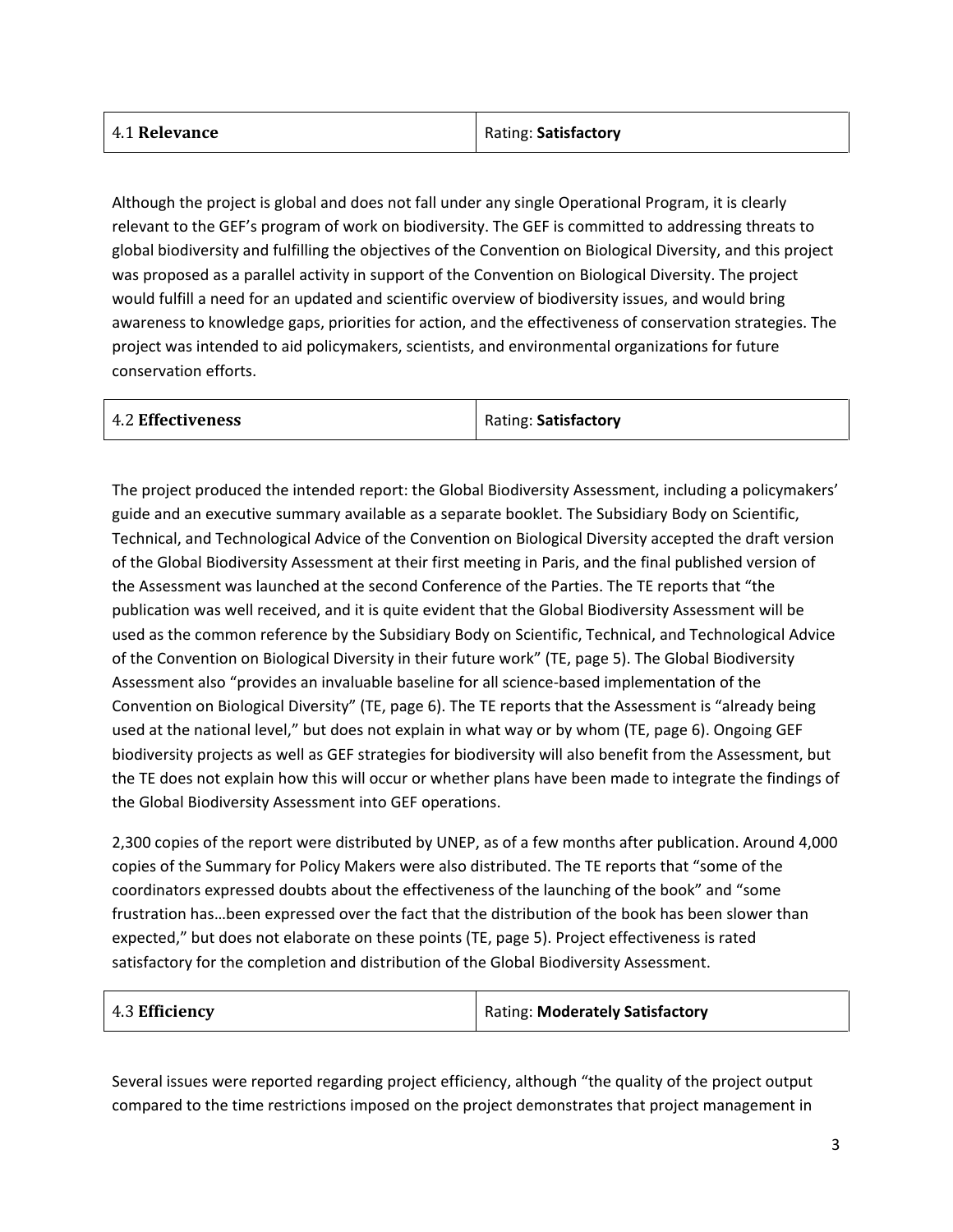| 4.1 **Relevance** | Rating: **Satisfactory** |
|---|---|

Although the project is global and does not fall under any single Operational Program, it is clearly relevant to the GEF's program of work on biodiversity. The GEF is committed to addressing threats to global biodiversity and fulfilling the objectives of the Convention on Biological Diversity, and this project was proposed as a parallel activity in support of the Convention on Biological Diversity. The project would fulfill a need for an updated and scientific overview of biodiversity issues, and would bring awareness to knowledge gaps, priorities for action, and the effectiveness of conservation strategies. The project was intended to aid policymakers, scientists, and environmental organizations for future conservation efforts.

| 4.2 **Effectiveness** | Rating: **Satisfactory** |
|---|---|

The project produced the intended report: the Global Biodiversity Assessment, including a policymakers' guide and an executive summary available as a separate booklet. The Subsidiary Body on Scientific, Technical, and Technological Advice of the Convention on Biological Diversity accepted the draft version of the Global Biodiversity Assessment at their first meeting in Paris, and the final published version of the Assessment was launched at the second Conference of the Parties. The TE reports that "the publication was well received, and it is quite evident that the Global Biodiversity Assessment will be used as the common reference by the Subsidiary Body on Scientific, Technical, and Technological Advice of the Convention on Biological Diversity in their future work" (TE, page 5). The Global Biodiversity Assessment also "provides an invaluable baseline for all science-based implementation of the Convention on Biological Diversity" (TE, page 6). The TE reports that the Assessment is "already being used at the national level," but does not explain in what way or by whom (TE, page 6). Ongoing GEF biodiversity projects as well as GEF strategies for biodiversity will also benefit from the Assessment, but the TE does not explain how this will occur or whether plans have been made to integrate the findings of the Global Biodiversity Assessment into GEF operations.

2,300 copies of the report were distributed by UNEP, as of a few months after publication. Around 4,000 copies of the Summary for Policy Makers were also distributed. The TE reports that "some of the coordinators expressed doubts about the effectiveness of the launching of the book" and "some frustration has…been expressed over the fact that the distribution of the book has been slower than expected," but does not elaborate on these points (TE, page 5). Project effectiveness is rated satisfactory for the completion and distribution of the Global Biodiversity Assessment.

| 4.3 **Efficiency** | Rating: **Moderately Satisfactory** |
|---|---|

Several issues were reported regarding project efficiency, although "the quality of the project output compared to the time restrictions imposed on the project demonstrates that project management in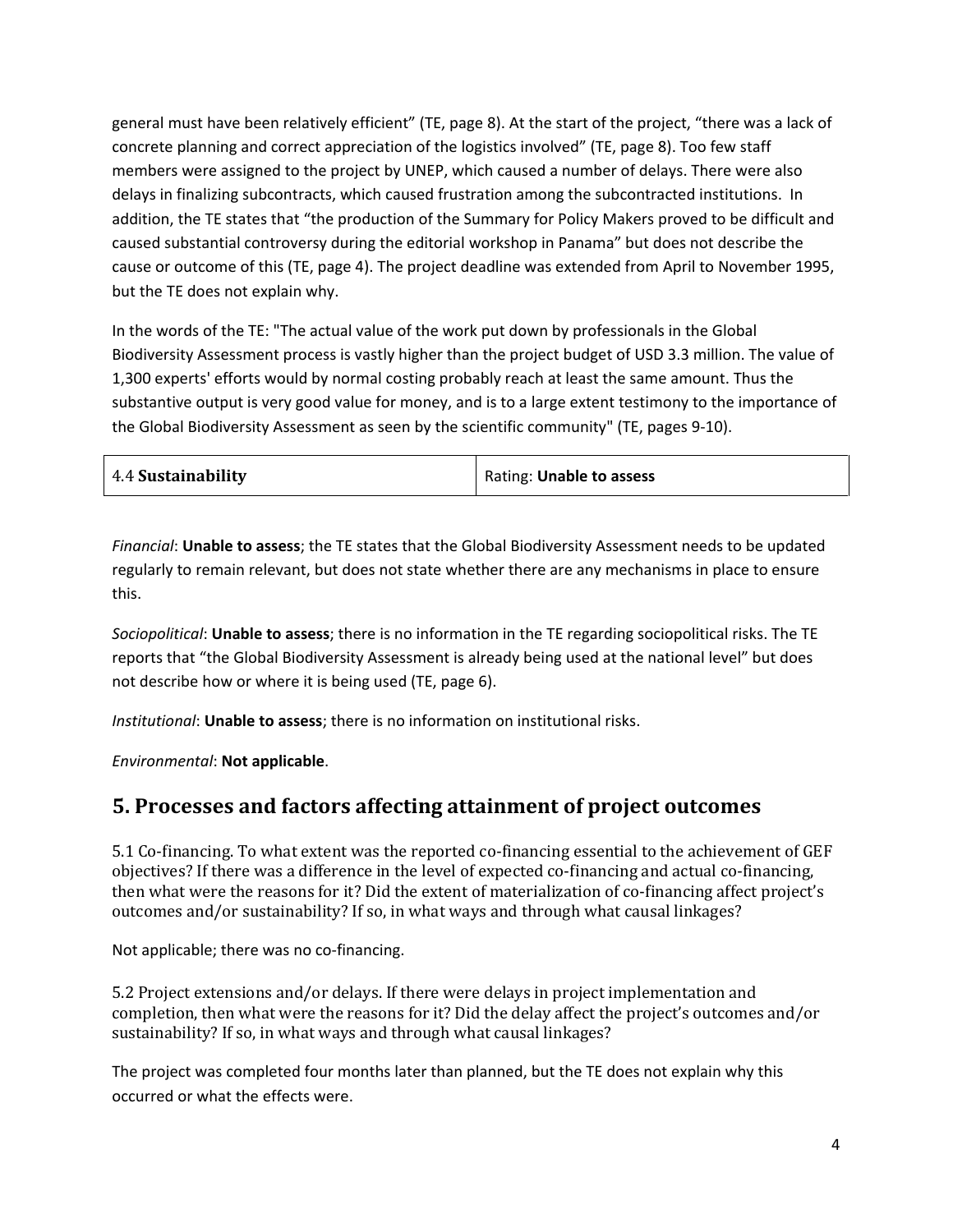general must have been relatively efficient" (TE, page 8). At the start of the project, "there was a lack of concrete planning and correct appreciation of the logistics involved" (TE, page 8). Too few staff members were assigned to the project by UNEP, which caused a number of delays. There were also delays in finalizing subcontracts, which caused frustration among the subcontracted institutions. In addition, the TE states that "the production of the Summary for Policy Makers proved to be difficult and caused substantial controversy during the editorial workshop in Panama" but does not describe the cause or outcome of this (TE, page 4). The project deadline was extended from April to November 1995, but the TE does not explain why.

In the words of the TE: "The actual value of the work put down by professionals in the Global Biodiversity Assessment process is vastly higher than the project budget of USD 3.3 million. The value of 1,300 experts' efforts would by normal costing probably reach at least the same amount. Thus the substantive output is very good value for money, and is to a large extent testimony to the importance of the Global Biodiversity Assessment as seen by the scientific community" (TE, pages 9-10).

| 4.4 **Sustainability** | Rating: **Unable to assess** |
|---|---|

*Financial*: **Unable to assess**; the TE states that the Global Biodiversity Assessment needs to be updated regularly to remain relevant, but does not state whether there are any mechanisms in place to ensure this.

*Sociopolitical*: **Unable to assess**; there is no information in the TE regarding sociopolitical risks. The TE reports that "the Global Biodiversity Assessment is already being used at the national level" but does not describe how or where it is being used (TE, page 6).

*Institutional*: **Unable to assess**; there is no information on institutional risks.

*Environmental*: **Not applicable**.

## 5. Processes and factors affecting attainment of project outcomes

5.1 Co-financing. To what extent was the reported co-financing essential to the achievement of GEF objectives? If there was a difference in the level of expected co-financing and actual co-financing, then what were the reasons for it? Did the extent of materialization of co-financing affect project's outcomes and/or sustainability? If so, in what ways and through what causal linkages?

Not applicable; there was no co-financing.

5.2 Project extensions and/or delays. If there were delays in project implementation and completion, then what were the reasons for it? Did the delay affect the project's outcomes and/or sustainability? If so, in what ways and through what causal linkages?

The project was completed four months later than planned, but the TE does not explain why this occurred or what the effects were.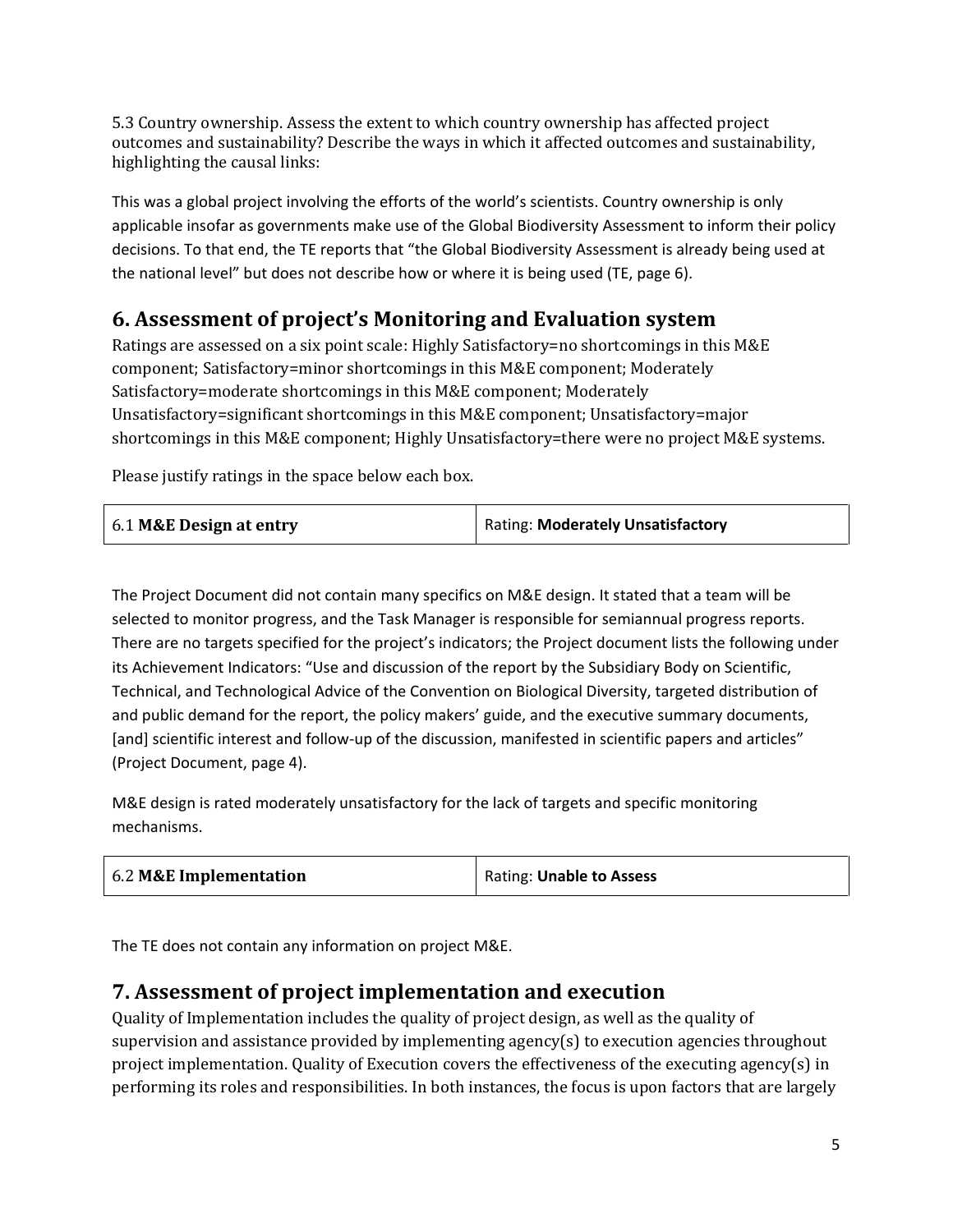5.3 Country ownership. Assess the extent to which country ownership has affected project outcomes and sustainability? Describe the ways in which it affected outcomes and sustainability, highlighting the causal links:

This was a global project involving the efforts of the world's scientists. Country ownership is only applicable insofar as governments make use of the Global Biodiversity Assessment to inform their policy decisions. To that end, the TE reports that "the Global Biodiversity Assessment is already being used at the national level" but does not describe how or where it is being used (TE, page 6).

## 6. Assessment of project's Monitoring and Evaluation system

Ratings are assessed on a six point scale: Highly Satisfactory=no shortcomings in this M&E component; Satisfactory=minor shortcomings in this M&E component; Moderately Satisfactory=moderate shortcomings in this M&E component; Moderately Unsatisfactory=significant shortcomings in this M&E component; Unsatisfactory=major shortcomings in this M&E component; Highly Unsatisfactory=there were no project M&E systems.

Please justify ratings in the space below each box.

| 6.1 **M&E Design at entry** | Rating: **Moderately Unsatisfactory** |
|---|---|

The Project Document did not contain many specifics on M&E design. It stated that a team will be selected to monitor progress, and the Task Manager is responsible for semiannual progress reports. There are no targets specified for the project's indicators; the Project document lists the following under its Achievement Indicators: "Use and discussion of the report by the Subsidiary Body on Scientific, Technical, and Technological Advice of the Convention on Biological Diversity, targeted distribution of and public demand for the report, the policy makers' guide, and the executive summary documents, [and] scientific interest and follow-up of the discussion, manifested in scientific papers and articles" (Project Document, page 4).

M&E design is rated moderately unsatisfactory for the lack of targets and specific monitoring mechanisms.

| 6.2 **M&E Implementation** | Rating: **Unable to Assess** |
|---|---|

The TE does not contain any information on project M&E.

## 7. Assessment of project implementation and execution

Quality of Implementation includes the quality of project design, as well as the quality of supervision and assistance provided by implementing agency(s) to execution agencies throughout project implementation. Quality of Execution covers the effectiveness of the executing agency(s) in performing its roles and responsibilities. In both instances, the focus is upon factors that are largely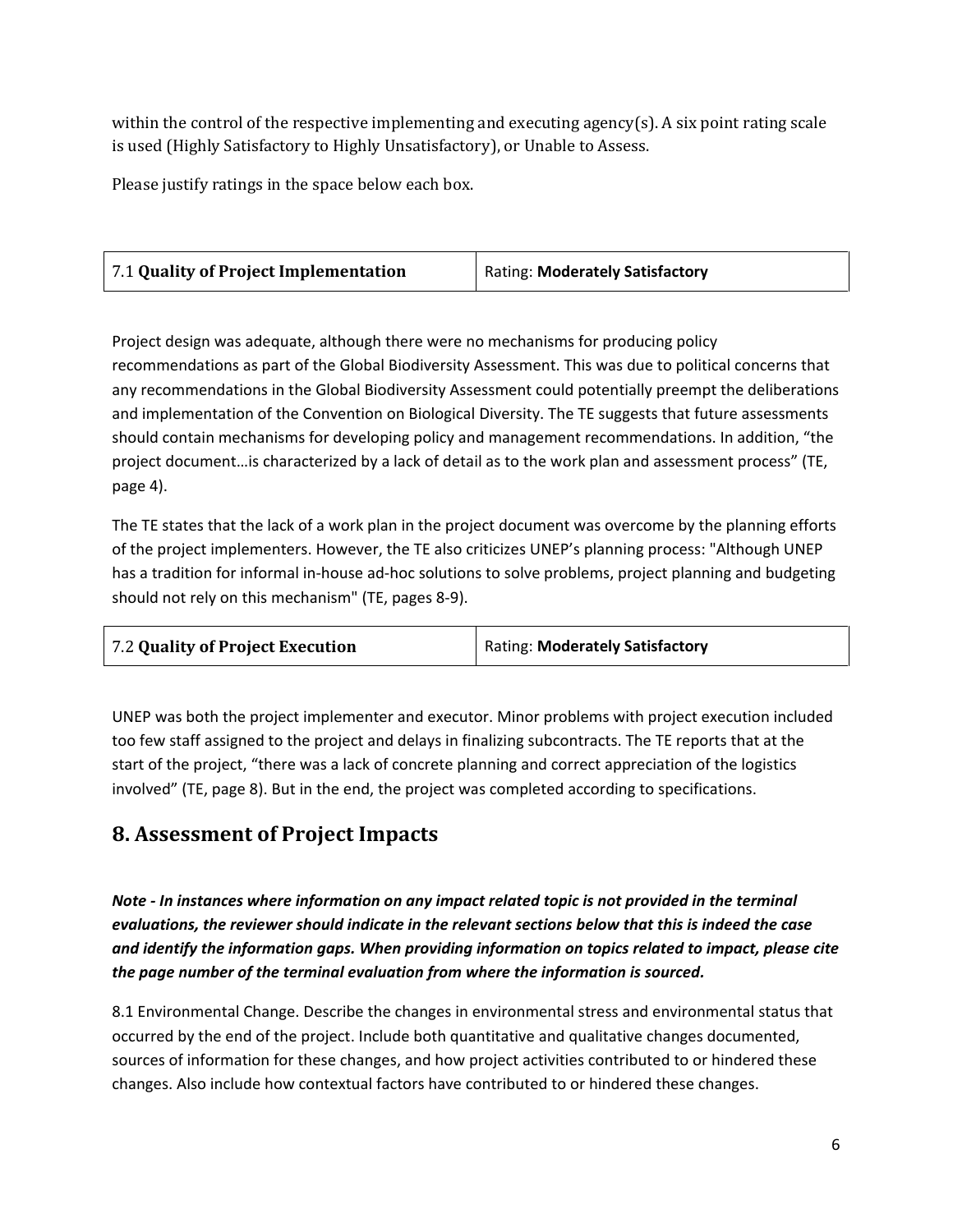within the control of the respective implementing and executing agency(s). A six point rating scale is used (Highly Satisfactory to Highly Unsatisfactory), or Unable to Assess.

Please justify ratings in the space below each box.

| 7.1 **Quality of Project Implementation** | Rating: **Moderately Satisfactory** |
|---|---|

Project design was adequate, although there were no mechanisms for producing policy recommendations as part of the Global Biodiversity Assessment. This was due to political concerns that any recommendations in the Global Biodiversity Assessment could potentially preempt the deliberations and implementation of the Convention on Biological Diversity. The TE suggests that future assessments should contain mechanisms for developing policy and management recommendations. In addition, "the project document…is characterized by a lack of detail as to the work plan and assessment process" (TE, page 4).

The TE states that the lack of a work plan in the project document was overcome by the planning efforts of the project implementers. However, the TE also criticizes UNEP's planning process: "Although UNEP has a tradition for informal in-house ad-hoc solutions to solve problems, project planning and budgeting should not rely on this mechanism" (TE, pages 8-9).

| 7.2 **Quality of Project Execution** | Rating: **Moderately Satisfactory** |
|---|---|

UNEP was both the project implementer and executor. Minor problems with project execution included too few staff assigned to the project and delays in finalizing subcontracts. The TE reports that at the start of the project, "there was a lack of concrete planning and correct appreciation of the logistics involved" (TE, page 8). But in the end, the project was completed according to specifications.

## 8. Assessment of Project Impacts

***Note - In instances where information on any impact related topic is not provided in the terminal evaluations, the reviewer should indicate in the relevant sections below that this is indeed the case and identify the information gaps. When providing information on topics related to impact, please cite the page number of the terminal evaluation from where the information is sourced.***

8.1 Environmental Change. Describe the changes in environmental stress and environmental status that occurred by the end of the project. Include both quantitative and qualitative changes documented, sources of information for these changes, and how project activities contributed to or hindered these changes. Also include how contextual factors have contributed to or hindered these changes.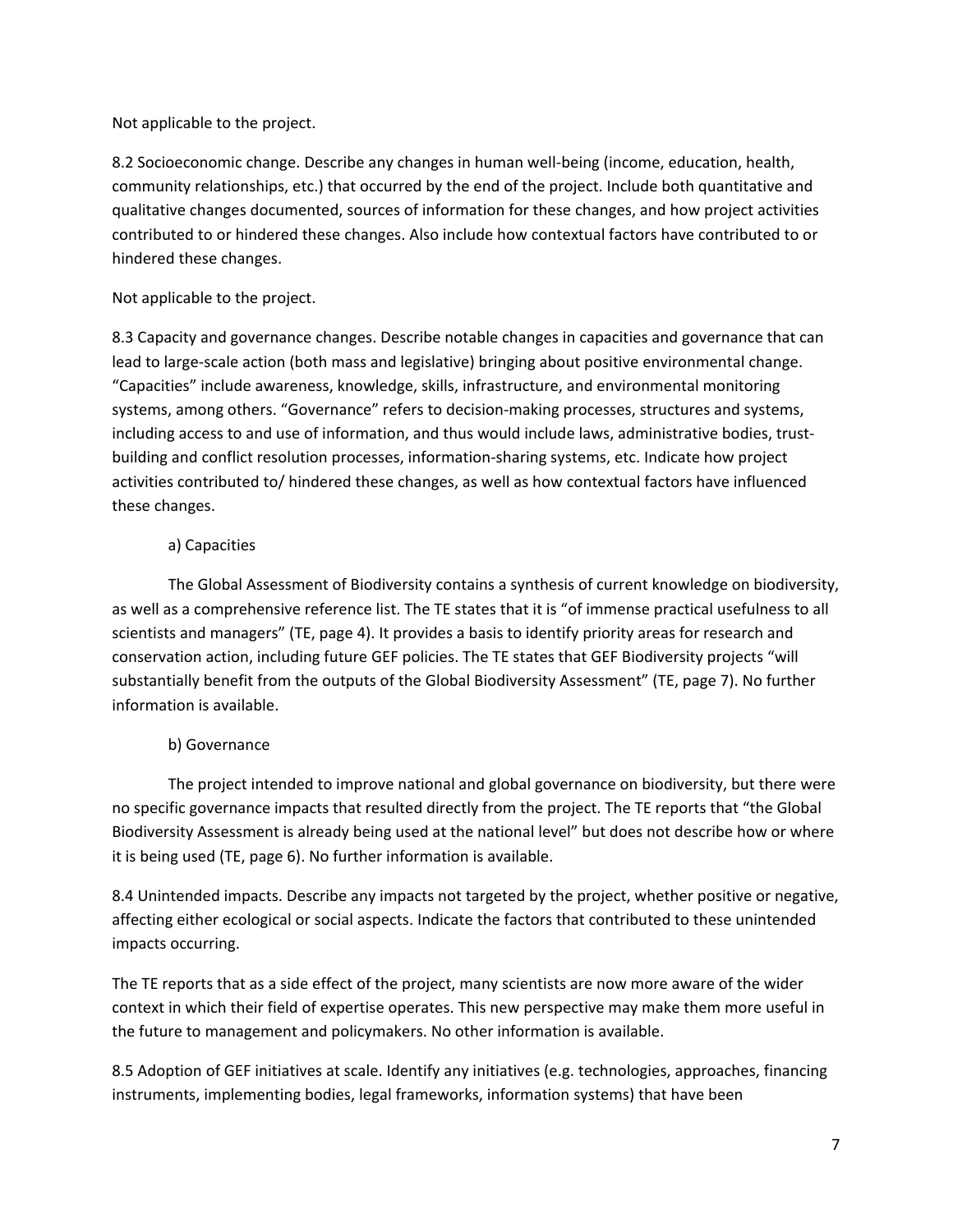Not applicable to the project.

8.2 Socioeconomic change. Describe any changes in human well-being (income, education, health, community relationships, etc.) that occurred by the end of the project. Include both quantitative and qualitative changes documented, sources of information for these changes, and how project activities contributed to or hindered these changes. Also include how contextual factors have contributed to or hindered these changes.

Not applicable to the project.

8.3 Capacity and governance changes. Describe notable changes in capacities and governance that can lead to large-scale action (both mass and legislative) bringing about positive environmental change. "Capacities" include awareness, knowledge, skills, infrastructure, and environmental monitoring systems, among others. "Governance" refers to decision-making processes, structures and systems, including access to and use of information, and thus would include laws, administrative bodies, trust-building and conflict resolution processes, information-sharing systems, etc. Indicate how project activities contributed to/ hindered these changes, as well as how contextual factors have influenced these changes.

a) Capacities

The Global Assessment of Biodiversity contains a synthesis of current knowledge on biodiversity, as well as a comprehensive reference list. The TE states that it is "of immense practical usefulness to all scientists and managers" (TE, page 4). It provides a basis to identify priority areas for research and conservation action, including future GEF policies. The TE states that GEF Biodiversity projects "will substantially benefit from the outputs of the Global Biodiversity Assessment" (TE, page 7). No further information is available.

b) Governance

The project intended to improve national and global governance on biodiversity, but there were no specific governance impacts that resulted directly from the project. The TE reports that "the Global Biodiversity Assessment is already being used at the national level" but does not describe how or where it is being used (TE, page 6). No further information is available.

8.4 Unintended impacts. Describe any impacts not targeted by the project, whether positive or negative, affecting either ecological or social aspects. Indicate the factors that contributed to these unintended impacts occurring.

The TE reports that as a side effect of the project, many scientists are now more aware of the wider context in which their field of expertise operates. This new perspective may make them more useful in the future to management and policymakers. No other information is available.

8.5 Adoption of GEF initiatives at scale. Identify any initiatives (e.g. technologies, approaches, financing instruments, implementing bodies, legal frameworks, information systems) that have been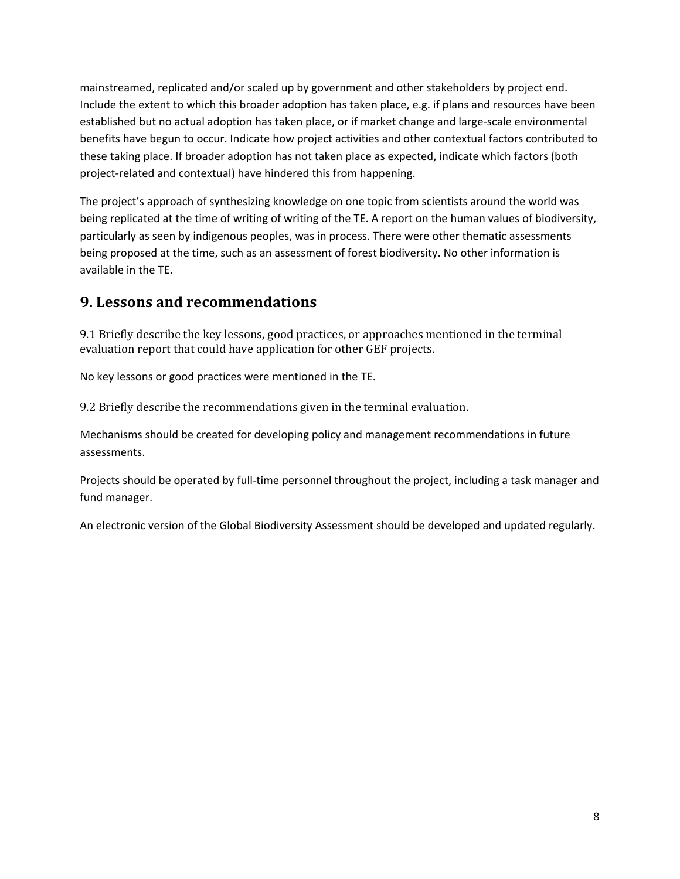mainstreamed, replicated and/or scaled up by government and other stakeholders by project end. Include the extent to which this broader adoption has taken place, e.g. if plans and resources have been established but no actual adoption has taken place, or if market change and large-scale environmental benefits have begun to occur. Indicate how project activities and other contextual factors contributed to these taking place. If broader adoption has not taken place as expected, indicate which factors (both project-related and contextual) have hindered this from happening.

The project's approach of synthesizing knowledge on one topic from scientists around the world was being replicated at the time of writing of writing of the TE. A report on the human values of biodiversity, particularly as seen by indigenous peoples, was in process. There were other thematic assessments being proposed at the time, such as an assessment of forest biodiversity. No other information is available in the TE.

## 9. Lessons and recommendations

9.1 Briefly describe the key lessons, good practices, or approaches mentioned in the terminal evaluation report that could have application for other GEF projects.

No key lessons or good practices were mentioned in the TE.

9.2 Briefly describe the recommendations given in the terminal evaluation.

Mechanisms should be created for developing policy and management recommendations in future assessments.

Projects should be operated by full-time personnel throughout the project, including a task manager and fund manager.

An electronic version of the Global Biodiversity Assessment should be developed and updated regularly.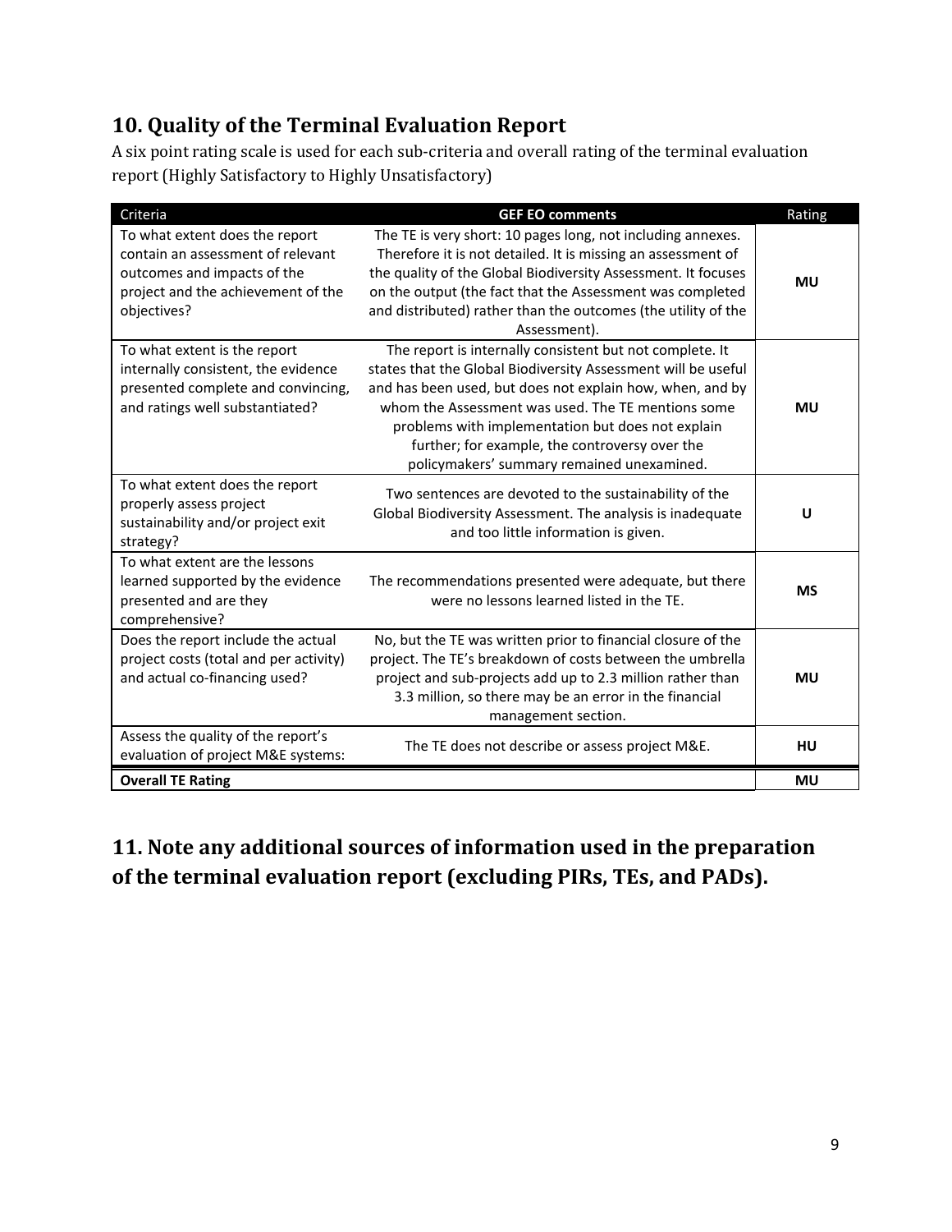## 10. Quality of the Terminal Evaluation Report

A six point rating scale is used for each sub-criteria and overall rating of the terminal evaluation report (Highly Satisfactory to Highly Unsatisfactory)

| Criteria | GEF EO comments | Rating |
|---|---|---|
| To what extent does the report contain an assessment of relevant outcomes and impacts of the project and the achievement of the objectives? | The TE is very short: 10 pages long, not including annexes. Therefore it is not detailed. It is missing an assessment of the quality of the Global Biodiversity Assessment. It focuses on the output (the fact that the Assessment was completed and distributed) rather than the outcomes (the utility of the Assessment). | **MU** |
| To what extent is the report internally consistent, the evidence presented complete and convincing, and ratings well substantiated? | The report is internally consistent but not complete. It states that the Global Biodiversity Assessment will be useful and has been used, but does not explain how, when, and by whom the Assessment was used. The TE mentions some problems with implementation but does not explain further; for example, the controversy over the policymakers' summary remained unexamined. | **MU** |
| To what extent does the report properly assess project sustainability and/or project exit strategy? | Two sentences are devoted to the sustainability of the Global Biodiversity Assessment. The analysis is inadequate and too little information is given. | **U** |
| To what extent are the lessons learned supported by the evidence presented and are they comprehensive? | The recommendations presented were adequate, but there were no lessons learned listed in the TE. | **MS** |
| Does the report include the actual project costs (total and per activity) and actual co-financing used? | No, but the TE was written prior to financial closure of the project. The TE's breakdown of costs between the umbrella project and sub-projects add up to 2.3 million rather than 3.3 million, so there may be an error in the financial management section. | **MU** |
| Assess the quality of the report's evaluation of project M&E systems: | The TE does not describe or assess project M&E. | **HU** |
| **Overall TE Rating** | | **MU** |

## 11. Note any additional sources of information used in the preparation of the terminal evaluation report (excluding PIRs, TEs, and PADs).